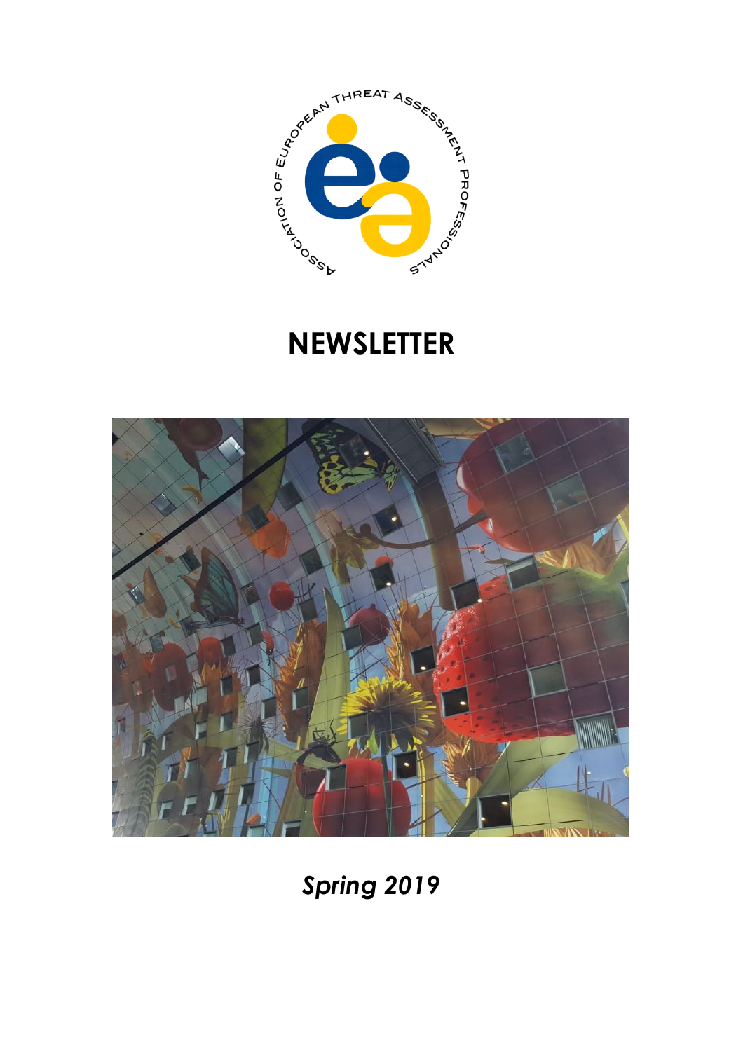ASSOCIATION OF EUROPEAN THREAT ASSESSMENT PROFESSIONALS

# NEWSLETTER

*Spring 2019*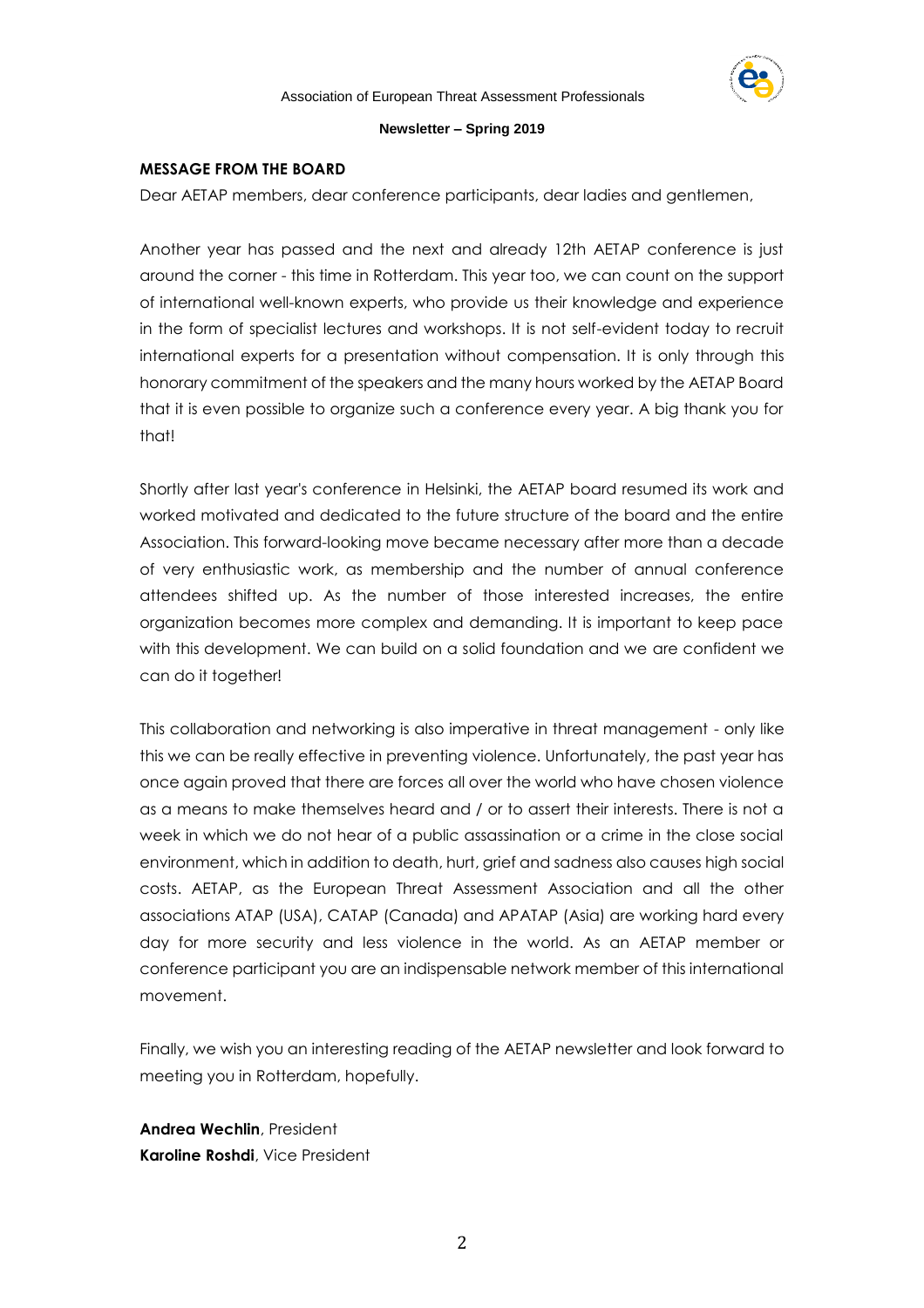**MESSAGE FROM THE BOARD**

Dear AETAP members, dear conference participants, dear ladies and gentlemen,

Another year has passed and the next and already 12th AETAP conference is just around the corner - this time in Rotterdam. This year too, we can count on the support of international well-known experts, who provide us their knowledge and experience in the form of specialist lectures and workshops. It is not self-evident today to recruit international experts for a presentation without compensation. It is only through this honorary commitment of the speakers and the many hours worked by the AETAP Board that it is even possible to organize such a conference every year. A big thank you for that!

Shortly after last year's conference in Helsinki, the AETAP board resumed its work and worked motivated and dedicated to the future structure of the board and the entire Association. This forward-looking move became necessary after more than a decade of very enthusiastic work, as membership and the number of annual conference attendees shifted up. As the number of those interested increases, the entire organization becomes more complex and demanding. It is important to keep pace with this development. We can build on a solid foundation and we are confident we can do it together!

This collaboration and networking is also imperative in threat management - only like this we can be really effective in preventing violence. Unfortunately, the past year has once again proved that there are forces all over the world who have chosen violence as a means to make themselves heard and / or to assert their interests. There is not a week in which we do not hear of a public assassination or a crime in the close social environment, which in addition to death, hurt, grief and sadness also causes high social costs. AETAP, as the European Threat Assessment Association and all the other associations ATAP (USA), CATAP (Canada) and APATAP (Asia) are working hard every day for more security and less violence in the world. As an AETAP member or conference participant you are an indispensable network member of this international movement.

Finally, we wish you an interesting reading of the AETAP newsletter and look forward to meeting you in Rotterdam, hopefully.

**Andrea Wechlin**, President
**Karoline Roshdi**, Vice President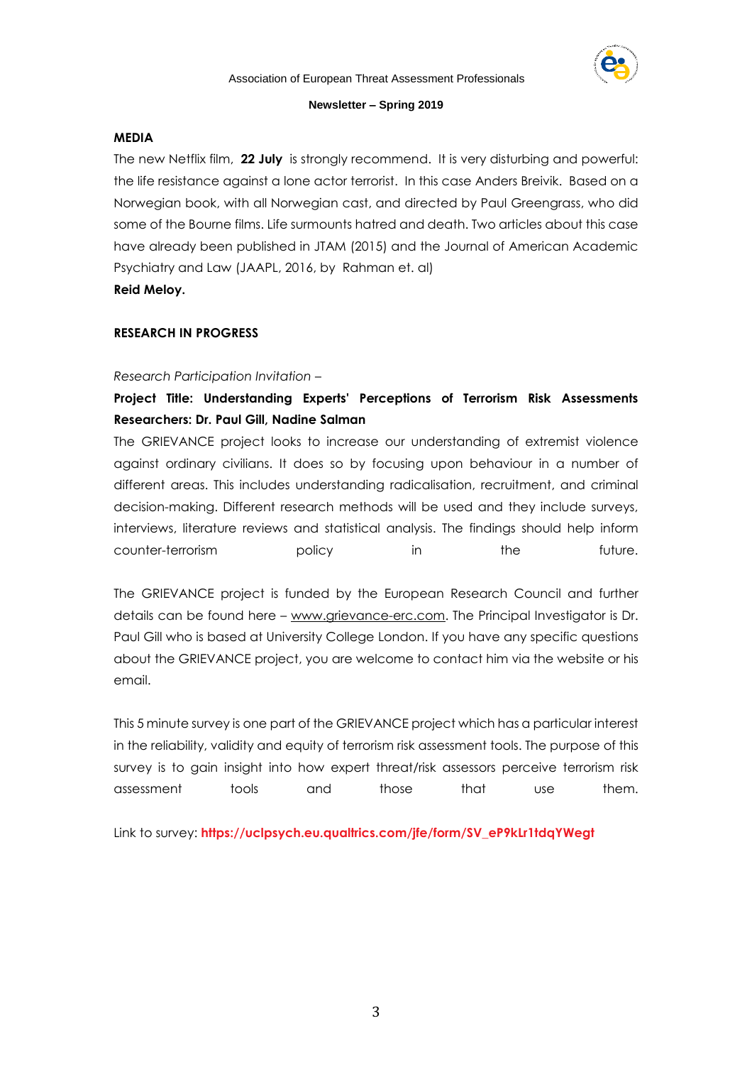**MEDIA**

The new Netflix film, **22 July** is strongly recommend. It is very disturbing and powerful: the life resistance against a lone actor terrorist. In this case Anders Breivik. Based on a Norwegian book, with all Norwegian cast, and directed by Paul Greengrass, who did some of the Bourne films. Life surmounts hatred and death. Two articles about this case have already been published in JTAM (2015) and the Journal of American Academic Psychiatry and Law (JAAPL, 2016, by Rahman et. al)

**Reid Meloy.**

**RESEARCH IN PROGRESS**

*Research Participation Invitation –*

**Project Title: Understanding Experts' Perceptions of Terrorism Risk Assessments**
**Researchers: Dr. Paul Gill, Nadine Salman**

The GRIEVANCE project looks to increase our understanding of extremist violence against ordinary civilians. It does so by focusing upon behaviour in a number of different areas. This includes understanding radicalisation, recruitment, and criminal decision-making. Different research methods will be used and they include surveys, interviews, literature reviews and statistical analysis. The findings should help inform counter-terrorism policy in the future.

The GRIEVANCE project is funded by the European Research Council and further details can be found here – www.grievance-erc.com. The Principal Investigator is Dr. Paul Gill who is based at University College London. If you have any specific questions about the GRIEVANCE project, you are welcome to contact him via the website or his email.

This 5 minute survey is one part of the GRIEVANCE project which has a particular interest in the reliability, validity and equity of terrorism risk assessment tools. The purpose of this survey is to gain insight into how expert threat/risk assessors perceive terrorism risk assessment tools and those that use them.

Link to survey: **https://uclpsych.eu.qualtrics.com/jfe/form/SV_eP9kLr1tdqYWegt**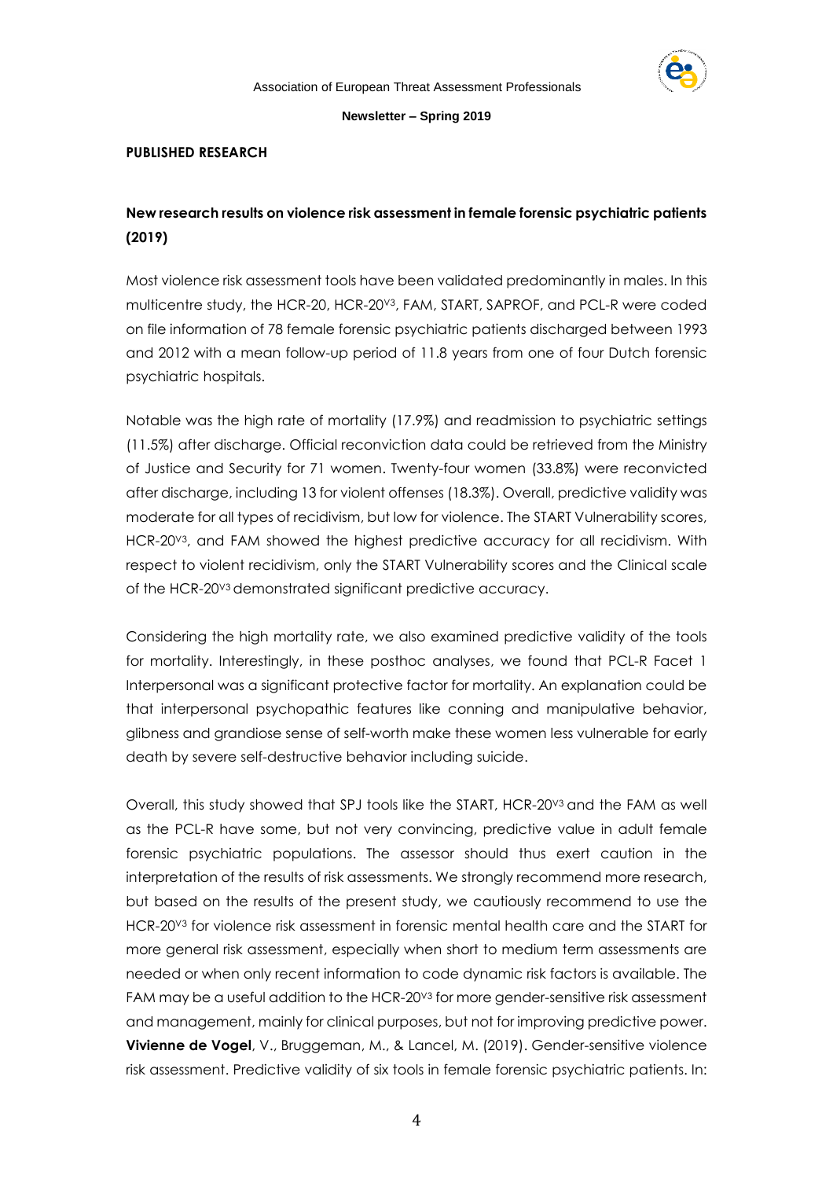## PUBLISHED RESEARCH

### New research results on violence risk assessment in female forensic psychiatric patients (2019)

Most violence risk assessment tools have been validated predominantly in males. In this multicentre study, the HCR-20, HCR-20$^{V3}$, FAM, START, SAPROF, and PCL-R were coded on file information of 78 female forensic psychiatric patients discharged between 1993 and 2012 with a mean follow-up period of 11.8 years from one of four Dutch forensic psychiatric hospitals.

Notable was the high rate of mortality (17.9%) and readmission to psychiatric settings (11.5%) after discharge. Official reconviction data could be retrieved from the Ministry of Justice and Security for 71 women. Twenty-four women (33.8%) were reconvicted after discharge, including 13 for violent offenses (18.3%). Overall, predictive validity was moderate for all types of recidivism, but low for violence. The START Vulnerability scores, HCR-20$^{V3}$, and FAM showed the highest predictive accuracy for all recidivism. With respect to violent recidivism, only the START Vulnerability scores and the Clinical scale of the HCR-20$^{V3}$ demonstrated significant predictive accuracy.

Considering the high mortality rate, we also examined predictive validity of the tools for mortality. Interestingly, in these posthoc analyses, we found that PCL-R Facet 1 Interpersonal was a significant protective factor for mortality. An explanation could be that interpersonal psychopathic features like conning and manipulative behavior, glibness and grandiose sense of self-worth make these women less vulnerable for early death by severe self-destructive behavior including suicide.

Overall, this study showed that SPJ tools like the START, HCR-20$^{V3}$ and the FAM as well as the PCL-R have some, but not very convincing, predictive value in adult female forensic psychiatric populations. The assessor should thus exert caution in the interpretation of the results of risk assessments. We strongly recommend more research, but based on the results of the present study, we cautiously recommend to use the HCR-20$^{V3}$ for violence risk assessment in forensic mental health care and the START for more general risk assessment, especially when short to medium term assessments are needed or when only recent information to code dynamic risk factors is available. The FAM may be a useful addition to the HCR-20$^{V3}$ for more gender-sensitive risk assessment and management, mainly for clinical purposes, but not for improving predictive power. **Vivienne de Vogel**, V., Bruggeman, M., & Lancel, M. (2019). Gender-sensitive violence risk assessment. Predictive validity of six tools in female forensic psychiatric patients. In: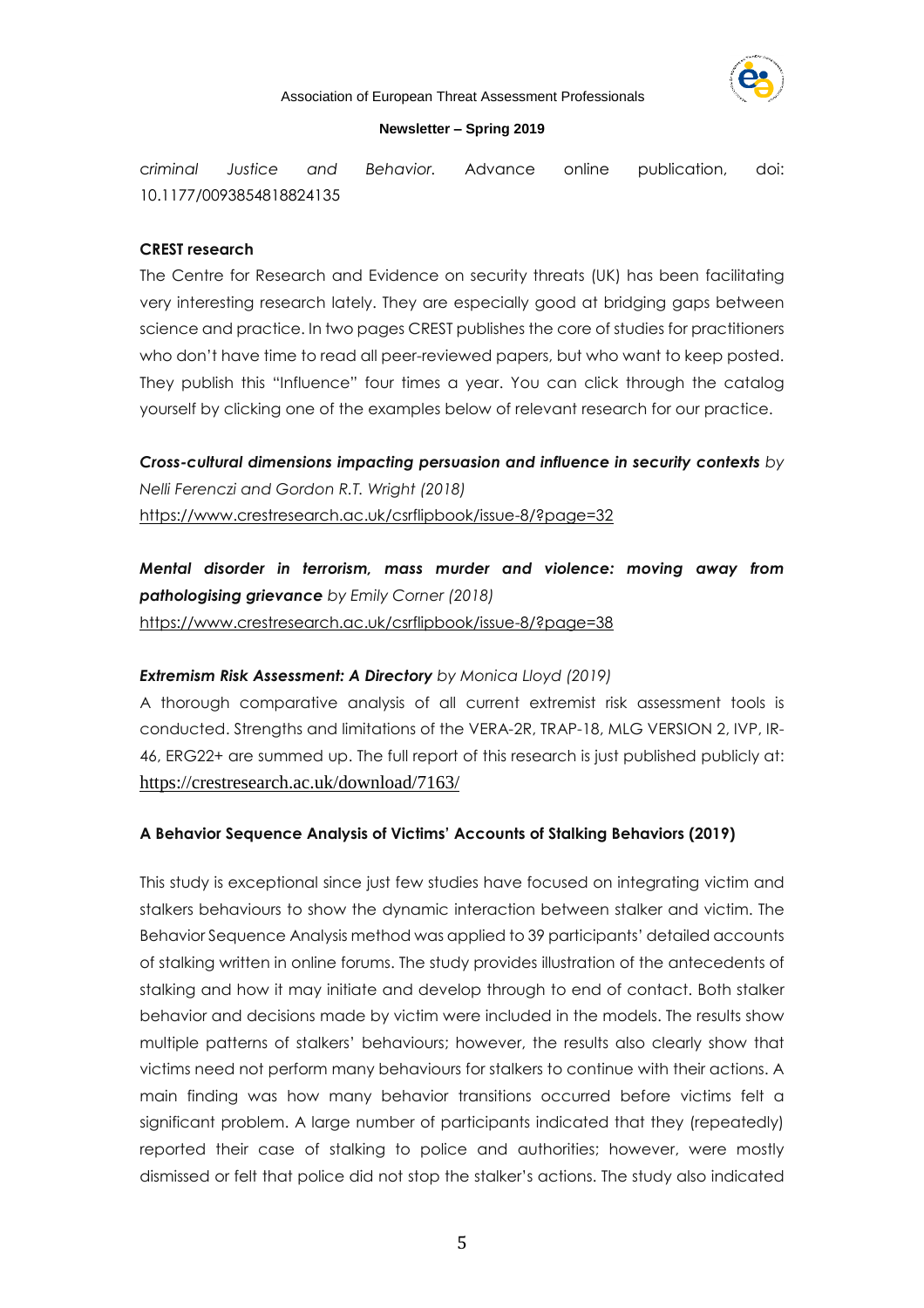*criminal Justice and Behavior.* Advance online publication, doi: 10.1177/0093854818824135

**CREST research**

The Centre for Research and Evidence on security threats (UK) has been facilitating very interesting research lately. They are especially good at bridging gaps between science and practice. In two pages CREST publishes the core of studies for practitioners who don't have time to read all peer-reviewed papers, but who want to keep posted. They publish this "Influence" four times a year. You can click through the catalog yourself by clicking one of the examples below of relevant research for our practice.

***Cross-cultural dimensions impacting persuasion and influence in security contexts*** *by Nelli Ferenczi and Gordon R.T. Wright (2018)*
https://www.crestresearch.ac.uk/csrflipbook/issue-8/?page=32

***Mental disorder in terrorism, mass murder and violence: moving away from pathologising grievance*** *by Emily Corner (2018)*
https://www.crestresearch.ac.uk/csrflipbook/issue-8/?page=38

***Extremism Risk Assessment: A Directory*** *by Monica Lloyd (2019)*

A thorough comparative analysis of all current extremist risk assessment tools is conducted. Strengths and limitations of the VERA-2R, TRAP-18, MLG VERSION 2, IVP, IR-46, ERG22+ are summed up. The full report of this research is just published publicly at: https://crestresearch.ac.uk/download/7163/

**A Behavior Sequence Analysis of Victims' Accounts of Stalking Behaviors (2019)**

This study is exceptional since just few studies have focused on integrating victim and stalkers behaviours to show the dynamic interaction between stalker and victim. The Behavior Sequence Analysis method was applied to 39 participants' detailed accounts of stalking written in online forums. The study provides illustration of the antecedents of stalking and how it may initiate and develop through to end of contact. Both stalker behavior and decisions made by victim were included in the models. The results show multiple patterns of stalkers' behaviours; however, the results also clearly show that victims need not perform many behaviours for stalkers to continue with their actions. A main finding was how many behavior transitions occurred before victims felt a significant problem. A large number of participants indicated that they (repeatedly) reported their case of stalking to police and authorities; however, were mostly dismissed or felt that police did not stop the stalker's actions. The study also indicated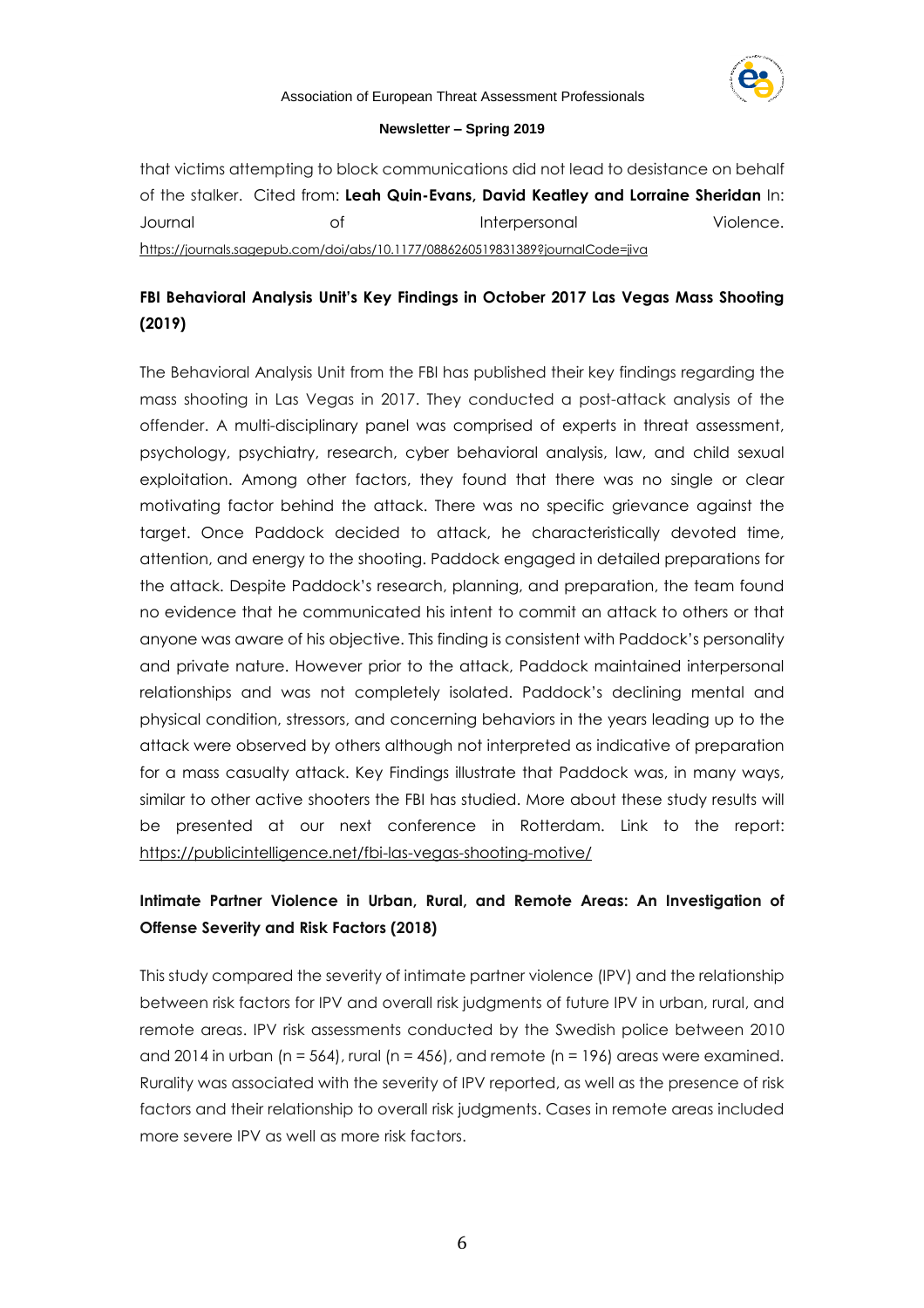that victims attempting to block communications did not lead to desistance on behalf of the stalker. Cited from: **Leah Quin-Evans, David Keatley and Lorraine Sheridan** In: Journal of Interpersonal Violence. https://journals.sagepub.com/doi/abs/10.1177/0886260519831389?journalCode=jiva

**FBI Behavioral Analysis Unit's Key Findings in October 2017 Las Vegas Mass Shooting (2019)**

The Behavioral Analysis Unit from the FBI has published their key findings regarding the mass shooting in Las Vegas in 2017. They conducted a post-attack analysis of the offender. A multi-disciplinary panel was comprised of experts in threat assessment, psychology, psychiatry, research, cyber behavioral analysis, law, and child sexual exploitation. Among other factors, they found that there was no single or clear motivating factor behind the attack. There was no specific grievance against the target. Once Paddock decided to attack, he characteristically devoted time, attention, and energy to the shooting. Paddock engaged in detailed preparations for the attack. Despite Paddock's research, planning, and preparation, the team found no evidence that he communicated his intent to commit an attack to others or that anyone was aware of his objective. This finding is consistent with Paddock's personality and private nature. However prior to the attack, Paddock maintained interpersonal relationships and was not completely isolated. Paddock's declining mental and physical condition, stressors, and concerning behaviors in the years leading up to the attack were observed by others although not interpreted as indicative of preparation for a mass casualty attack. Key Findings illustrate that Paddock was, in many ways, similar to other active shooters the FBI has studied. More about these study results will be presented at our next conference in Rotterdam. Link to the report: https://publicintelligence.net/fbi-las-vegas-shooting-motive/

**Intimate Partner Violence in Urban, Rural, and Remote Areas: An Investigation of Offense Severity and Risk Factors (2018)**

This study compared the severity of intimate partner violence (IPV) and the relationship between risk factors for IPV and overall risk judgments of future IPV in urban, rural, and remote areas. IPV risk assessments conducted by the Swedish police between 2010 and 2014 in urban (n = 564), rural (n = 456), and remote (n = 196) areas were examined. Rurality was associated with the severity of IPV reported, as well as the presence of risk factors and their relationship to overall risk judgments. Cases in remote areas included more severe IPV as well as more risk factors.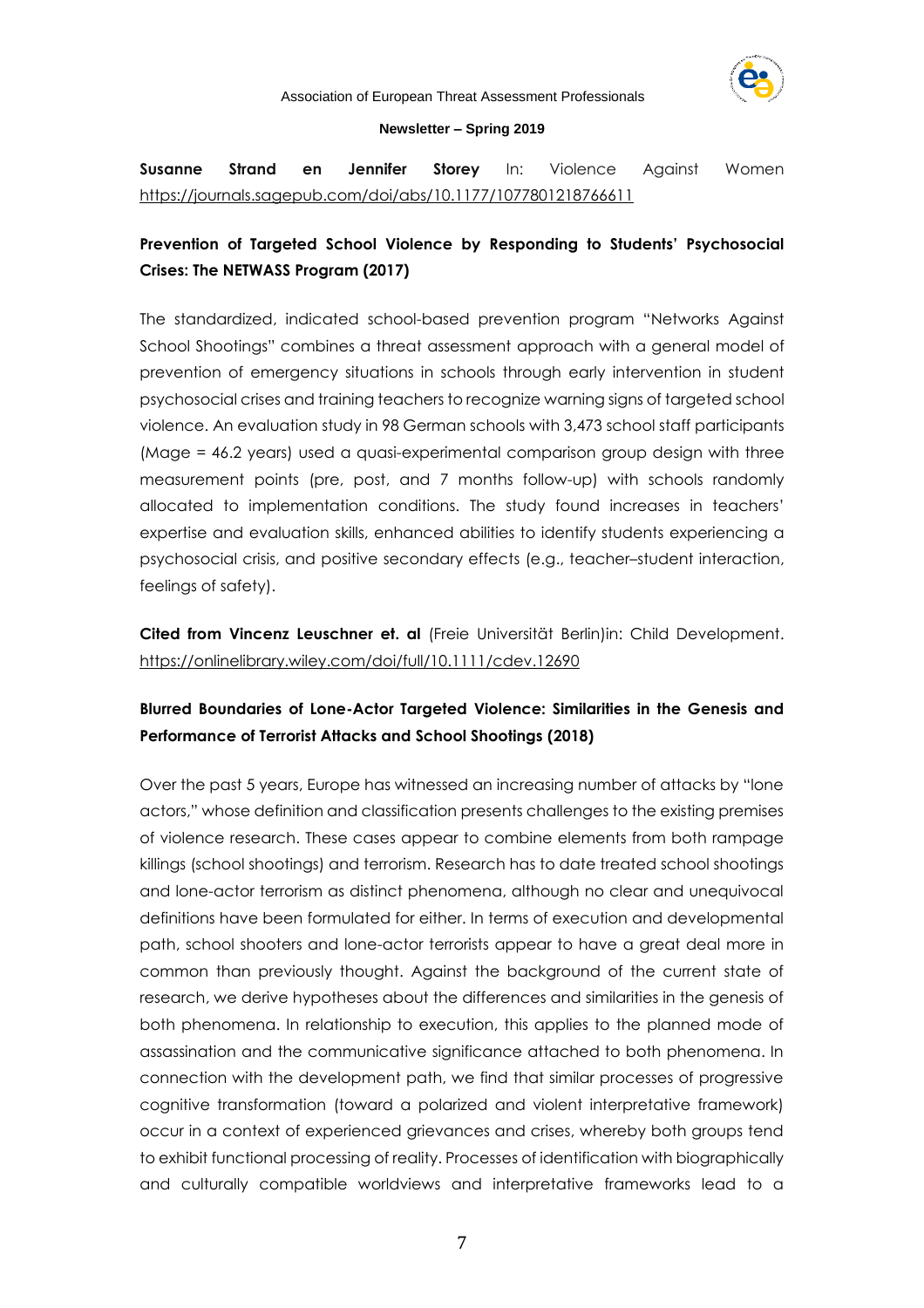**Susanne Strand en Jennifer Storey** In: Violence Against Women https://journals.sagepub.com/doi/abs/10.1177/1077801218766611

**Prevention of Targeted School Violence by Responding to Students' Psychosocial Crises: The NETWASS Program (2017)**

The standardized, indicated school-based prevention program "Networks Against School Shootings" combines a threat assessment approach with a general model of prevention of emergency situations in schools through early intervention in student psychosocial crises and training teachers to recognize warning signs of targeted school violence. An evaluation study in 98 German schools with 3,473 school staff participants (Mage = 46.2 years) used a quasi-experimental comparison group design with three measurement points (pre, post, and 7 months follow-up) with schools randomly allocated to implementation conditions. The study found increases in teachers' expertise and evaluation skills, enhanced abilities to identify students experiencing a psychosocial crisis, and positive secondary effects (e.g., teacher–student interaction, feelings of safety).

**Cited from Vincenz Leuschner et. al** (Freie Universität Berlin)in: Child Development. https://onlinelibrary.wiley.com/doi/full/10.1111/cdev.12690

**Blurred Boundaries of Lone-Actor Targeted Violence: Similarities in the Genesis and Performance of Terrorist Attacks and School Shootings (2018)**

Over the past 5 years, Europe has witnessed an increasing number of attacks by "lone actors," whose definition and classification presents challenges to the existing premises of violence research. These cases appear to combine elements from both rampage killings (school shootings) and terrorism. Research has to date treated school shootings and lone-actor terrorism as distinct phenomena, although no clear and unequivocal definitions have been formulated for either. In terms of execution and developmental path, school shooters and lone-actor terrorists appear to have a great deal more in common than previously thought. Against the background of the current state of research, we derive hypotheses about the differences and similarities in the genesis of both phenomena. In relationship to execution, this applies to the planned mode of assassination and the communicative significance attached to both phenomena. In connection with the development path, we find that similar processes of progressive cognitive transformation (toward a polarized and violent interpretative framework) occur in a context of experienced grievances and crises, whereby both groups tend to exhibit functional processing of reality. Processes of identification with biographically and culturally compatible worldviews and interpretative frameworks lead to a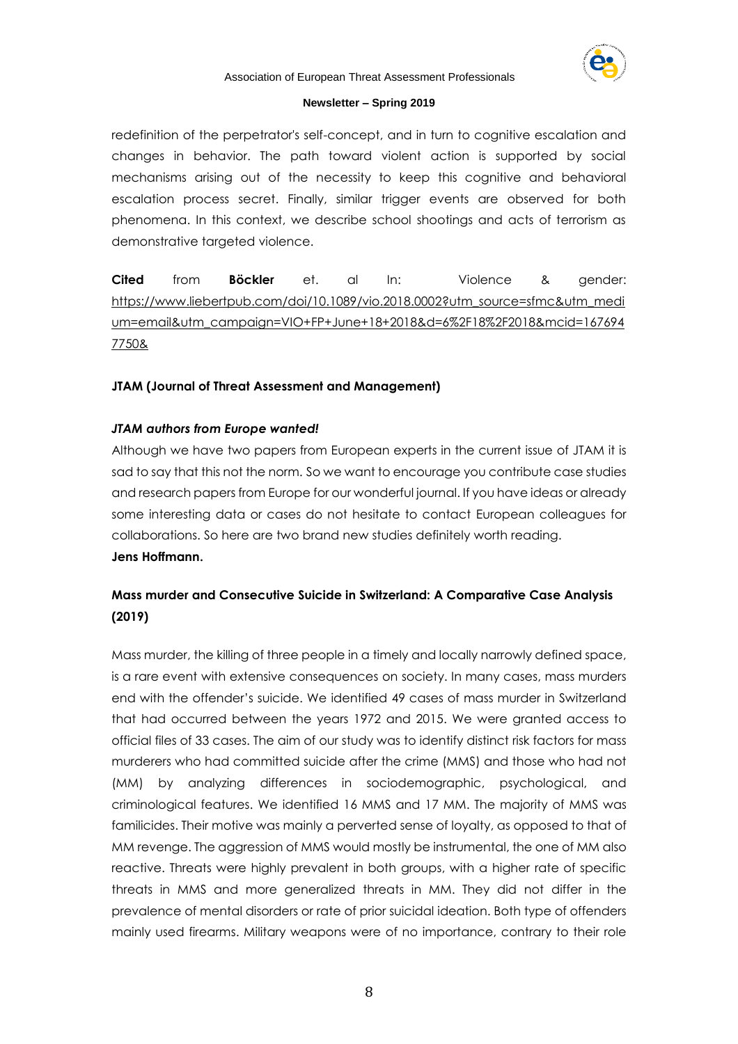redefinition of the perpetrator's self-concept, and in turn to cognitive escalation and changes in behavior. The path toward violent action is supported by social mechanisms arising out of the necessity to keep this cognitive and behavioral escalation process secret. Finally, similar trigger events are observed for both phenomena. In this context, we describe school shootings and acts of terrorism as demonstrative targeted violence.

**Cited** from **Böckler** et. al In: Violence & gender: https://www.liebertpub.com/doi/10.1089/vio.2018.0002?utm_source=sfmc&utm_medium=email&utm_campaign=VIO+FP+June+18+2018&d=6%2F18%2F2018&mcid=1676947750&

**JTAM (Journal of Threat Assessment and Management)**

***JTAM authors from Europe wanted!***

Although we have two papers from European experts in the current issue of JTAM it is sad to say that this not the norm. So we want to encourage you contribute case studies and research papers from Europe for our wonderful journal. If you have ideas or already some interesting data or cases do not hesitate to contact European colleagues for collaborations. So here are two brand new studies definitely worth reading.

**Jens Hoffmann.**

**Mass murder and Consecutive Suicide in Switzerland: A Comparative Case Analysis (2019)**

Mass murder, the killing of three people in a timely and locally narrowly defined space, is a rare event with extensive consequences on society. In many cases, mass murders end with the offender's suicide. We identified 49 cases of mass murder in Switzerland that had occurred between the years 1972 and 2015. We were granted access to official files of 33 cases. The aim of our study was to identify distinct risk factors for mass murderers who had committed suicide after the crime (MMS) and those who had not (MM) by analyzing differences in sociodemographic, psychological, and criminological features. We identified 16 MMS and 17 MM. The majority of MMS was familicides. Their motive was mainly a perverted sense of loyalty, as opposed to that of MM revenge. The aggression of MMS would mostly be instrumental, the one of MM also reactive. Threats were highly prevalent in both groups, with a higher rate of specific threats in MMS and more generalized threats in MM. They did not differ in the prevalence of mental disorders or rate of prior suicidal ideation. Both type of offenders mainly used firearms. Military weapons were of no importance, contrary to their role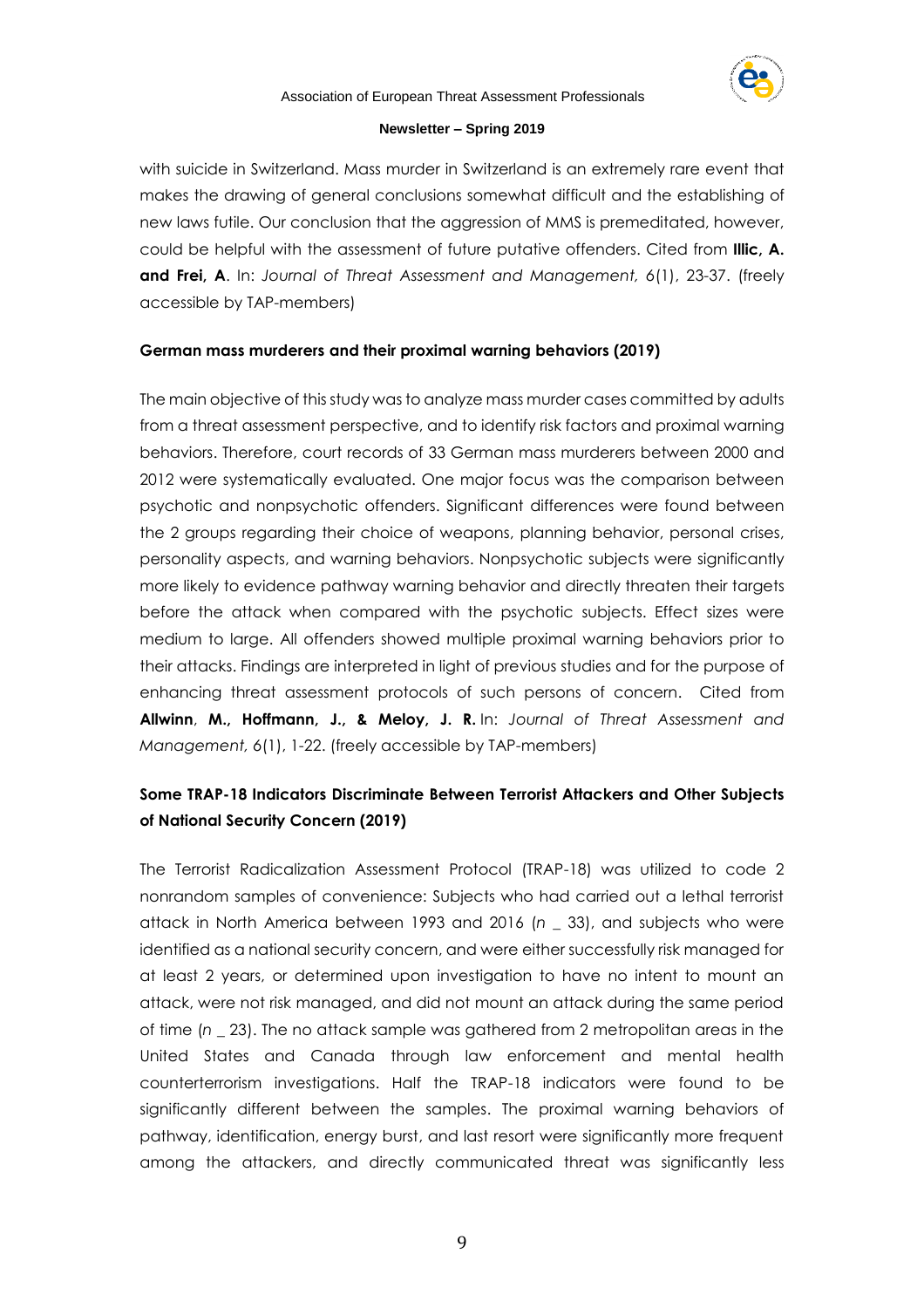with suicide in Switzerland. Mass murder in Switzerland is an extremely rare event that makes the drawing of general conclusions somewhat difficult and the establishing of new laws futile. Our conclusion that the aggression of MMS is premeditated, however, could be helpful with the assessment of future putative offenders. Cited from **Illic, A. and Frei, A**. In: *Journal of Threat Assessment and Management,* 6(1), 23-37. (freely accessible by TAP-members)

**German mass murderers and their proximal warning behaviors (2019)**

The main objective of this study was to analyze mass murder cases committed by adults from a threat assessment perspective, and to identify risk factors and proximal warning behaviors. Therefore, court records of 33 German mass murderers between 2000 and 2012 were systematically evaluated. One major focus was the comparison between psychotic and nonpsychotic offenders. Significant differences were found between the 2 groups regarding their choice of weapons, planning behavior, personal crises, personality aspects, and warning behaviors. Nonpsychotic subjects were significantly more likely to evidence pathway warning behavior and directly threaten their targets before the attack when compared with the psychotic subjects. Effect sizes were medium to large. All offenders showed multiple proximal warning behaviors prior to their attacks. Findings are interpreted in light of previous studies and for the purpose of enhancing threat assessment protocols of such persons of concern. Cited from **Allwinn**, **M., Hoffmann, J., & Meloy, J. R.** In: *Journal of Threat Assessment and Management,* 6(1), 1-22. (freely accessible by TAP-members)

**Some TRAP-18 Indicators Discriminate Between Terrorist Attackers and Other Subjects of National Security Concern (2019)**

The Terrorist Radicalization Assessment Protocol (TRAP-18) was utilized to code 2 nonrandom samples of convenience: Subjects who had carried out a lethal terrorist attack in North America between 1993 and 2016 (*n* _ 33), and subjects who were identified as a national security concern, and were either successfully risk managed for at least 2 years, or determined upon investigation to have no intent to mount an attack, were not risk managed, and did not mount an attack during the same period of time (*n* _ 23). The no attack sample was gathered from 2 metropolitan areas in the United States and Canada through law enforcement and mental health counterterrorism investigations. Half the TRAP-18 indicators were found to be significantly different between the samples. The proximal warning behaviors of pathway, identification, energy burst, and last resort were significantly more frequent among the attackers, and directly communicated threat was significantly less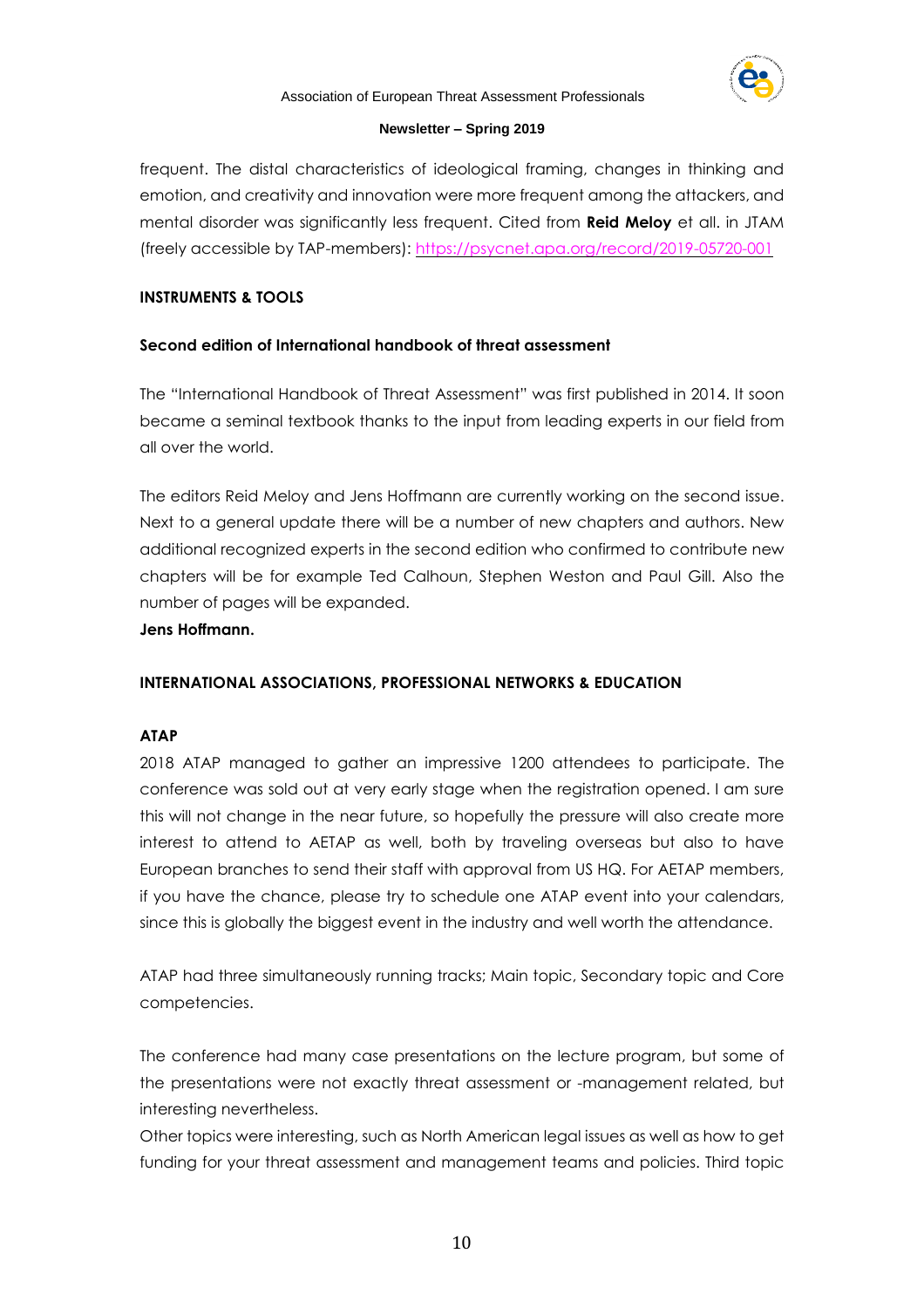frequent. The distal characteristics of ideological framing, changes in thinking and emotion, and creativity and innovation were more frequent among the attackers, and mental disorder was significantly less frequent. Cited from **Reid Meloy** et all. in JTAM (freely accessible by TAP-members): https://psycnet.apa.org/record/2019-05720-001

## INSTRUMENTS & TOOLS

### Second edition of International handbook of threat assessment

The "International Handbook of Threat Assessment" was first published in 2014. It soon became a seminal textbook thanks to the input from leading experts in our field from all over the world.

The editors Reid Meloy and Jens Hoffmann are currently working on the second issue. Next to a general update there will be a number of new chapters and authors. New additional recognized experts in the second edition who confirmed to contribute new chapters will be for example Ted Calhoun, Stephen Weston and Paul Gill. Also the number of pages will be expanded.

**Jens Hoffmann.**

## INTERNATIONAL ASSOCIATIONS, PROFESSIONAL NETWORKS & EDUCATION

### ATAP

2018 ATAP managed to gather an impressive 1200 attendees to participate. The conference was sold out at very early stage when the registration opened. I am sure this will not change in the near future, so hopefully the pressure will also create more interest to attend to AETAP as well, both by traveling overseas but also to have European branches to send their staff with approval from US HQ. For AETAP members, if you have the chance, please try to schedule one ATAP event into your calendars, since this is globally the biggest event in the industry and well worth the attendance.

ATAP had three simultaneously running tracks; Main topic, Secondary topic and Core competencies.

The conference had many case presentations on the lecture program, but some of the presentations were not exactly threat assessment or -management related, but interesting nevertheless.

Other topics were interesting, such as North American legal issues as well as how to get funding for your threat assessment and management teams and policies. Third topic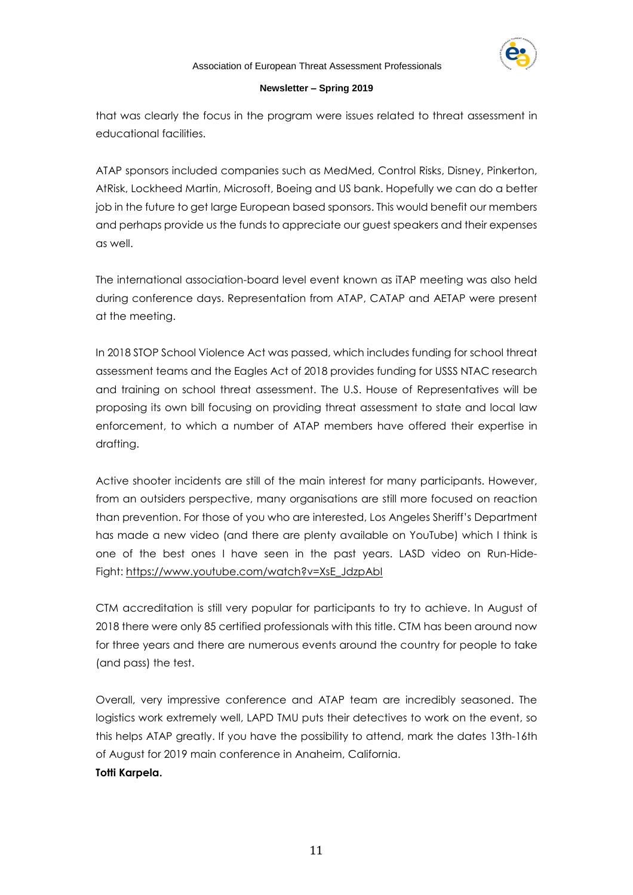that was clearly the focus in the program were issues related to threat assessment in educational facilities.

ATAP sponsors included companies such as MedMed, Control Risks, Disney, Pinkerton, AtRisk, Lockheed Martin, Microsoft, Boeing and US bank. Hopefully we can do a better job in the future to get large European based sponsors. This would benefit our members and perhaps provide us the funds to appreciate our guest speakers and their expenses as well.

The international association-board level event known as iTAP meeting was also held during conference days. Representation from ATAP, CATAP and AETAP were present at the meeting.

In 2018 STOP School Violence Act was passed, which includes funding for school threat assessment teams and the Eagles Act of 2018 provides funding for USSS NTAC research and training on school threat assessment. The U.S. House of Representatives will be proposing its own bill focusing on providing threat assessment to state and local law enforcement, to which a number of ATAP members have offered their expertise in drafting.

Active shooter incidents are still of the main interest for many participants. However, from an outsiders perspective, many organisations are still more focused on reaction than prevention. For those of you who are interested, Los Angeles Sheriff's Department has made a new video (and there are plenty available on YouTube) which I think is one of the best ones I have seen in the past years. LASD video on Run-Hide-Fight: https://www.youtube.com/watch?v=XsE_JdzpAbI

CTM accreditation is still very popular for participants to try to achieve. In August of 2018 there were only 85 certified professionals with this title. CTM has been around now for three years and there are numerous events around the country for people to take (and pass) the test.

Overall, very impressive conference and ATAP team are incredibly seasoned. The logistics work extremely well, LAPD TMU puts their detectives to work on the event, so this helps ATAP greatly. If you have the possibility to attend, mark the dates 13th-16th of August for 2019 main conference in Anaheim, California.

**Totti Karpela.**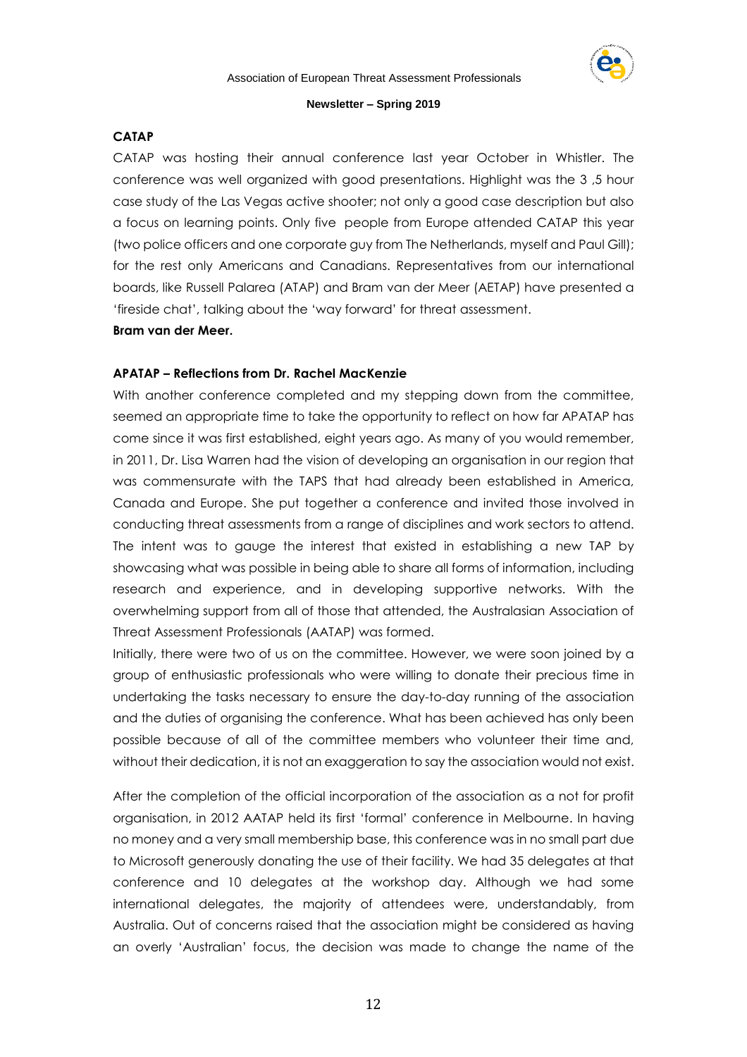**CATAP**

CATAP was hosting their annual conference last year October in Whistler. The conference was well organized with good presentations. Highlight was the 3 ,5 hour case study of the Las Vegas active shooter; not only a good case description but also a focus on learning points. Only five people from Europe attended CATAP this year (two police officers and one corporate guy from The Netherlands, myself and Paul Gill); for the rest only Americans and Canadians. Representatives from our international boards, like Russell Palarea (ATAP) and Bram van der Meer (AETAP) have presented a 'fireside chat', talking about the 'way forward' for threat assessment.

**Bram van der Meer.**

**APATAP – Reflections from Dr. Rachel MacKenzie**

With another conference completed and my stepping down from the committee, seemed an appropriate time to take the opportunity to reflect on how far APATAP has come since it was first established, eight years ago. As many of you would remember, in 2011, Dr. Lisa Warren had the vision of developing an organisation in our region that was commensurate with the TAPS that had already been established in America, Canada and Europe. She put together a conference and invited those involved in conducting threat assessments from a range of disciplines and work sectors to attend. The intent was to gauge the interest that existed in establishing a new TAP by showcasing what was possible in being able to share all forms of information, including research and experience, and in developing supportive networks. With the overwhelming support from all of those that attended, the Australasian Association of Threat Assessment Professionals (AATAP) was formed.

Initially, there were two of us on the committee. However, we were soon joined by a group of enthusiastic professionals who were willing to donate their precious time in undertaking the tasks necessary to ensure the day-to-day running of the association and the duties of organising the conference. What has been achieved has only been possible because of all of the committee members who volunteer their time and, without their dedication, it is not an exaggeration to say the association would not exist.

After the completion of the official incorporation of the association as a not for profit organisation, in 2012 AATAP held its first 'formal' conference in Melbourne. In having no money and a very small membership base, this conference was in no small part due to Microsoft generously donating the use of their facility. We had 35 delegates at that conference and 10 delegates at the workshop day. Although we had some international delegates, the majority of attendees were, understandably, from Australia. Out of concerns raised that the association might be considered as having an overly 'Australian' focus, the decision was made to change the name of the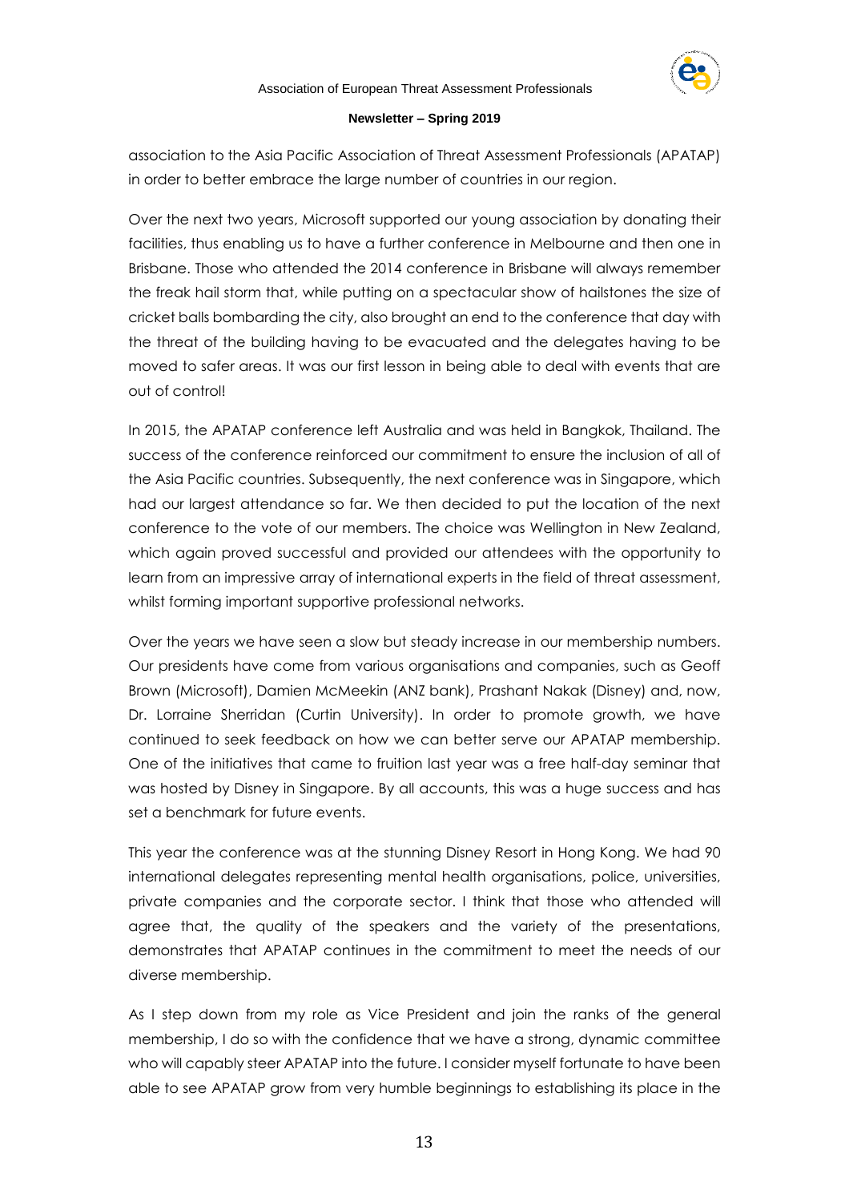association to the Asia Pacific Association of Threat Assessment Professionals (APATAP) in order to better embrace the large number of countries in our region.

Over the next two years, Microsoft supported our young association by donating their facilities, thus enabling us to have a further conference in Melbourne and then one in Brisbane. Those who attended the 2014 conference in Brisbane will always remember the freak hail storm that, while putting on a spectacular show of hailstones the size of cricket balls bombarding the city, also brought an end to the conference that day with the threat of the building having to be evacuated and the delegates having to be moved to safer areas. It was our first lesson in being able to deal with events that are out of control!

In 2015, the APATAP conference left Australia and was held in Bangkok, Thailand. The success of the conference reinforced our commitment to ensure the inclusion of all of the Asia Pacific countries. Subsequently, the next conference was in Singapore, which had our largest attendance so far. We then decided to put the location of the next conference to the vote of our members. The choice was Wellington in New Zealand, which again proved successful and provided our attendees with the opportunity to learn from an impressive array of international experts in the field of threat assessment, whilst forming important supportive professional networks.

Over the years we have seen a slow but steady increase in our membership numbers. Our presidents have come from various organisations and companies, such as Geoff Brown (Microsoft), Damien McMeekin (ANZ bank), Prashant Nakak (Disney) and, now, Dr. Lorraine Sherridan (Curtin University). In order to promote growth, we have continued to seek feedback on how we can better serve our APATAP membership. One of the initiatives that came to fruition last year was a free half-day seminar that was hosted by Disney in Singapore. By all accounts, this was a huge success and has set a benchmark for future events.

This year the conference was at the stunning Disney Resort in Hong Kong. We had 90 international delegates representing mental health organisations, police, universities, private companies and the corporate sector. I think that those who attended will agree that, the quality of the speakers and the variety of the presentations, demonstrates that APATAP continues in the commitment to meet the needs of our diverse membership.

As I step down from my role as Vice President and join the ranks of the general membership, I do so with the confidence that we have a strong, dynamic committee who will capably steer APATAP into the future. I consider myself fortunate to have been able to see APATAP grow from very humble beginnings to establishing its place in the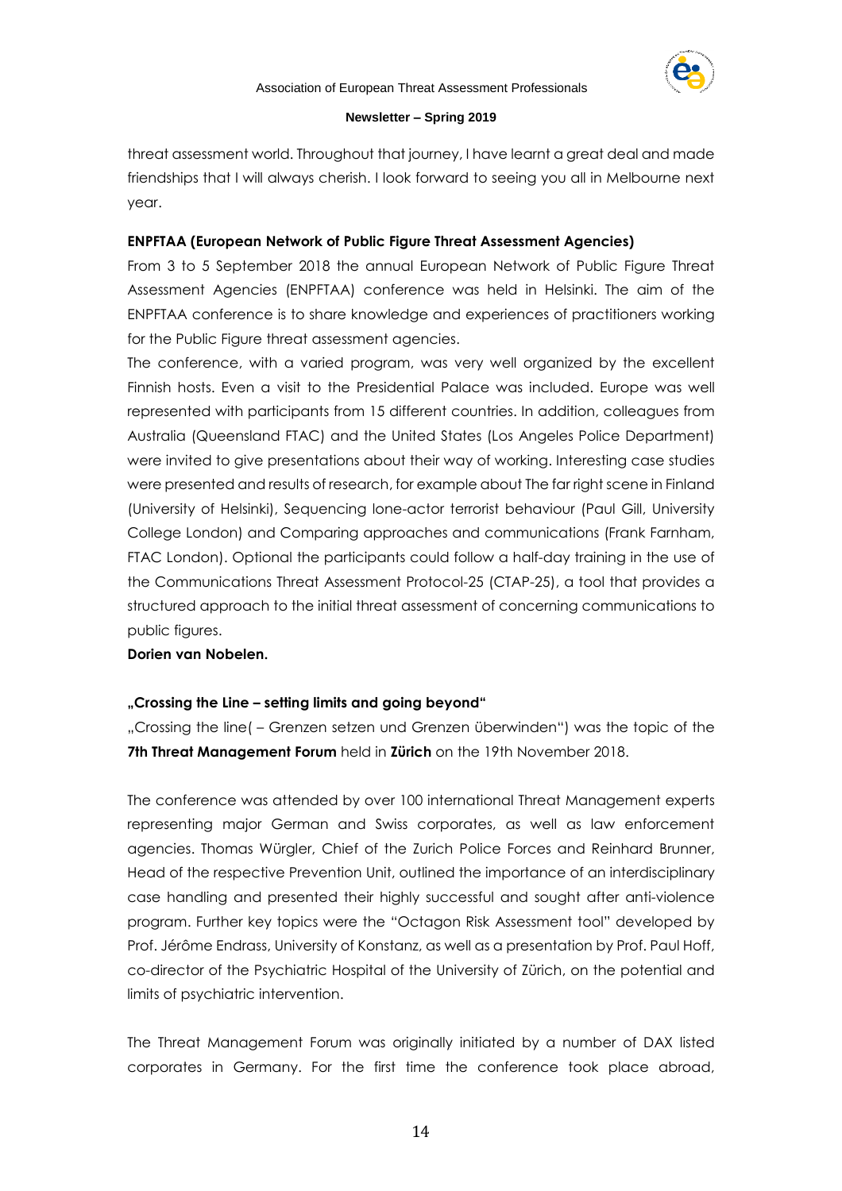threat assessment world. Throughout that journey, I have learnt a great deal and made friendships that I will always cherish. I look forward to seeing you all in Melbourne next year.

**ENPFTAA (European Network of Public Figure Threat Assessment Agencies)**

From 3 to 5 September 2018 the annual European Network of Public Figure Threat Assessment Agencies (ENPFTAA) conference was held in Helsinki. The aim of the ENPFTAA conference is to share knowledge and experiences of practitioners working for the Public Figure threat assessment agencies.

The conference, with a varied program, was very well organized by the excellent Finnish hosts. Even a visit to the Presidential Palace was included. Europe was well represented with participants from 15 different countries. In addition, colleagues from Australia (Queensland FTAC) and the United States (Los Angeles Police Department) were invited to give presentations about their way of working. Interesting case studies were presented and results of research, for example about The far right scene in Finland (University of Helsinki), Sequencing lone-actor terrorist behaviour (Paul Gill, University College London) and Comparing approaches and communications (Frank Farnham, FTAC London). Optional the participants could follow a half-day training in the use of the Communications Threat Assessment Protocol-25 (CTAP-25), a tool that provides a structured approach to the initial threat assessment of concerning communications to public figures.

**Dorien van Nobelen.**

**„Crossing the Line – setting limits and going beyond"**

„Crossing the line( – Grenzen setzen und Grenzen überwinden") was the topic of the **7th Threat Management Forum** held in **Zürich** on the 19th November 2018.

The conference was attended by over 100 international Threat Management experts representing major German and Swiss corporates, as well as law enforcement agencies. Thomas Würgler, Chief of the Zurich Police Forces and Reinhard Brunner, Head of the respective Prevention Unit, outlined the importance of an interdisciplinary case handling and presented their highly successful and sought after anti-violence program. Further key topics were the "Octagon Risk Assessment tool" developed by Prof. Jérôme Endrass, University of Konstanz, as well as a presentation by Prof. Paul Hoff, co-director of the Psychiatric Hospital of the University of Zürich, on the potential and limits of psychiatric intervention.

The Threat Management Forum was originally initiated by a number of DAX listed corporates in Germany. For the first time the conference took place abroad,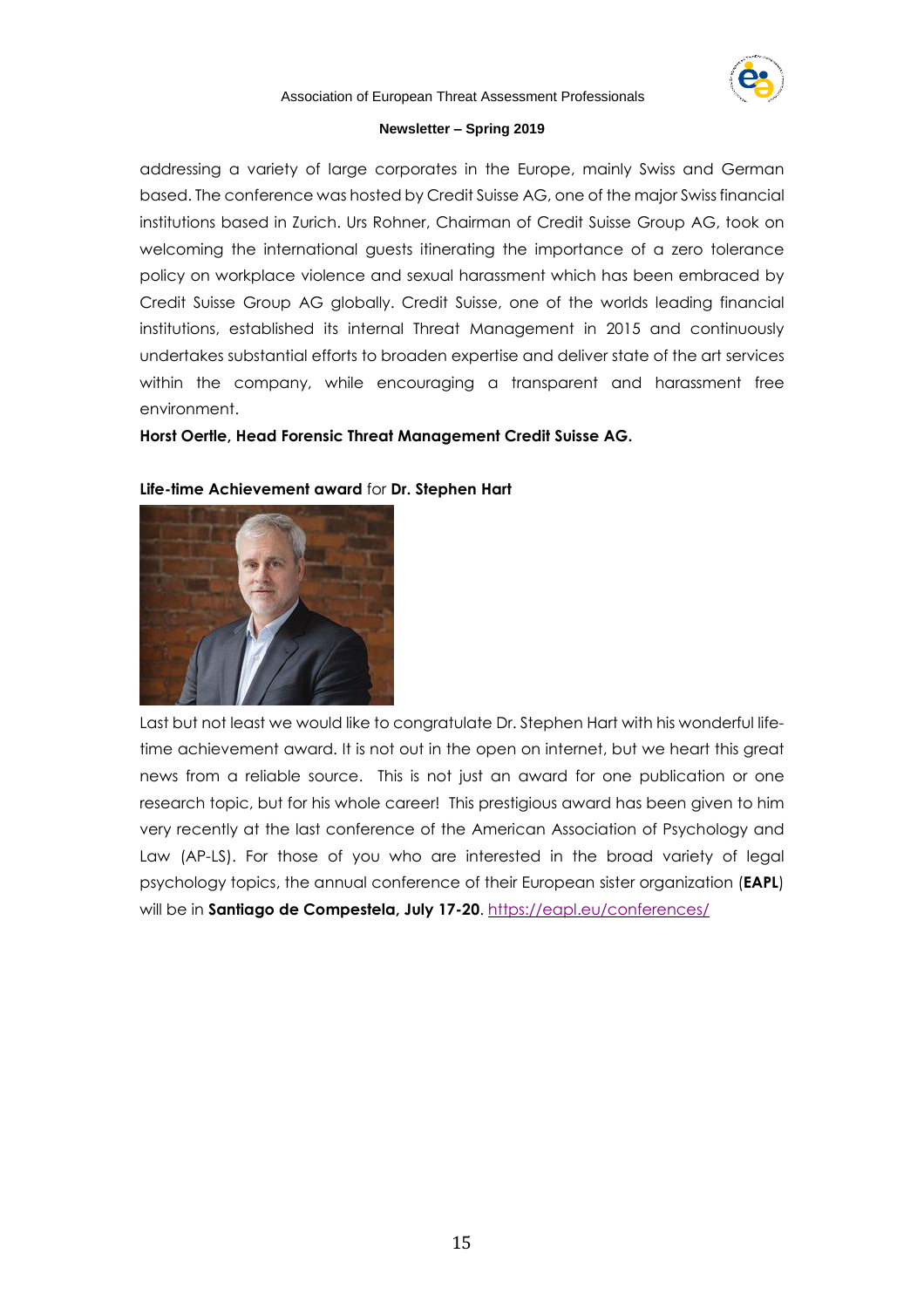addressing a variety of large corporates in the Europe, mainly Swiss and German based. The conference was hosted by Credit Suisse AG, one of the major Swiss financial institutions based in Zurich. Urs Rohner, Chairman of Credit Suisse Group AG, took on welcoming the international guests itinerating the importance of a zero tolerance policy on workplace violence and sexual harassment which has been embraced by Credit Suisse Group AG globally. Credit Suisse, one of the worlds leading financial institutions, established its internal Threat Management in 2015 and continuously undertakes substantial efforts to broaden expertise and deliver state of the art services within the company, while encouraging a transparent and harassment free environment.

**Horst Oertle, Head Forensic Threat Management Credit Suisse AG.**

**Life-time Achievement award** for **Dr. Stephen Hart**

Last but not least we would like to congratulate Dr. Stephen Hart with his wonderful life-time achievement award. It is not out in the open on internet, but we heart this great news from a reliable source. This is not just an award for one publication or one research topic, but for his whole career! This prestigious award has been given to him very recently at the last conference of the American Association of Psychology and Law (AP-LS). For those of you who are interested in the broad variety of legal psychology topics, the annual conference of their European sister organization (**EAPL**) will be in **Santiago de Compestela, July 17-20**. https://eapl.eu/conferences/